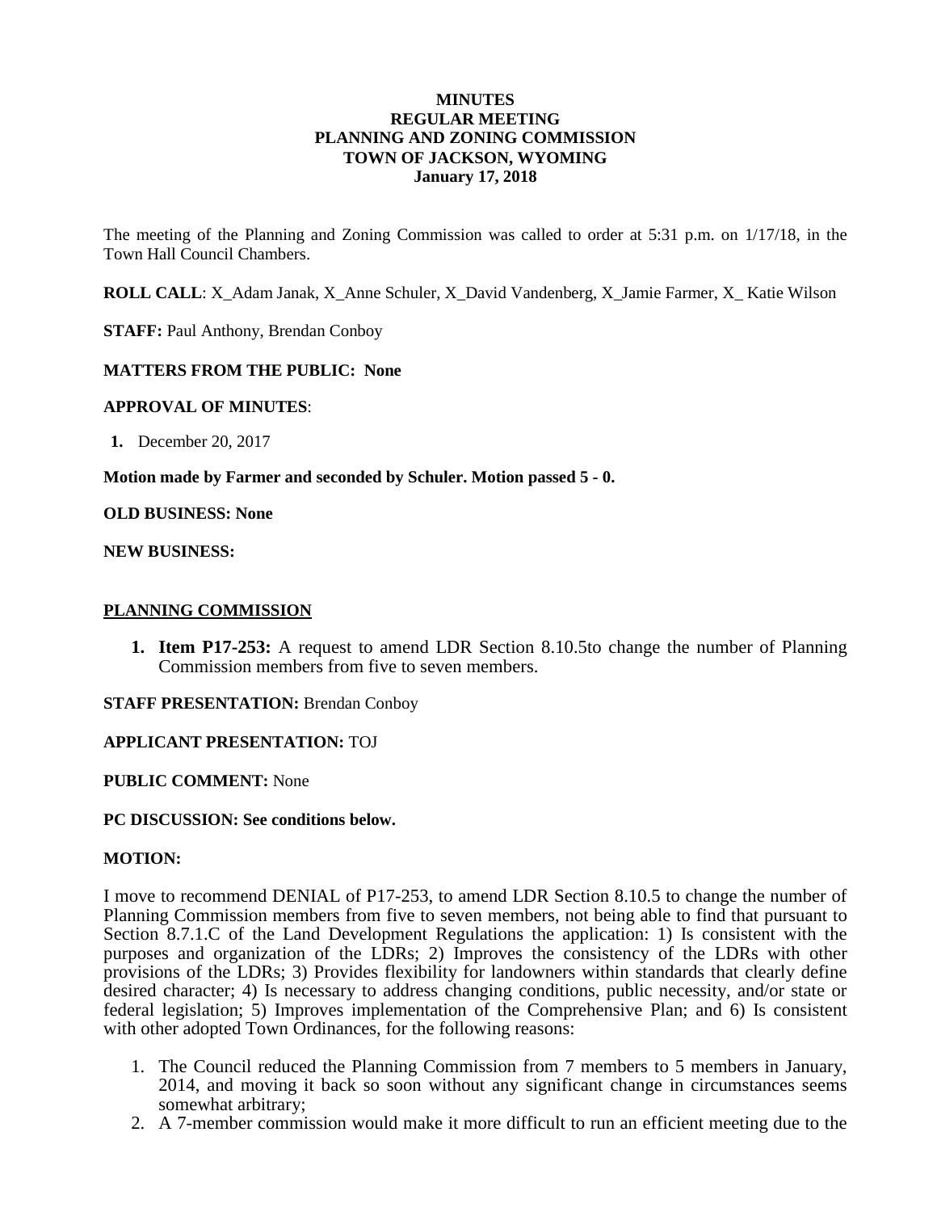**MINUTES**
**REGULAR MEETING**
**PLANNING AND ZONING COMMISSION**
**TOWN OF JACKSON, WYOMING**
**January 17, 2018**

The meeting of the Planning and Zoning Commission was called to order at 5:31 p.m. on 1/17/18, in the Town Hall Council Chambers.

**ROLL CALL**: X_Adam Janak, X_Anne Schuler, X_David Vandenberg, X_Jamie Farmer, X_ Katie Wilson

**STAFF:** Paul Anthony, Brendan Conboy

**MATTERS FROM THE PUBLIC: None**

**APPROVAL OF MINUTES**:

1. December 20, 2017

**Motion made by Farmer and seconded by Schuler. Motion passed 5 - 0.**

**OLD BUSINESS: None**

**NEW BUSINESS:**

**PLANNING COMMISSION**

1. **Item P17-253:** A request to amend LDR Section 8.10.5to change the number of Planning Commission members from five to seven members.

**STAFF PRESENTATION:** Brendan Conboy

**APPLICANT PRESENTATION:** TOJ

**PUBLIC COMMENT:** None

**PC DISCUSSION: See conditions below.**

**MOTION:**

I move to recommend DENIAL of P17-253, to amend LDR Section 8.10.5 to change the number of Planning Commission members from five to seven members, not being able to find that pursuant to Section 8.7.1.C of the Land Development Regulations the application: 1) Is consistent with the purposes and organization of the LDRs; 2) Improves the consistency of the LDRs with other provisions of the LDRs; 3) Provides flexibility for landowners within standards that clearly define desired character; 4) Is necessary to address changing conditions, public necessity, and/or state or federal legislation; 5) Improves implementation of the Comprehensive Plan; and 6) Is consistent with other adopted Town Ordinances, for the following reasons:

1. The Council reduced the Planning Commission from 7 members to 5 members in January, 2014, and moving it back so soon without any significant change in circumstances seems somewhat arbitrary;
2. A 7-member commission would make it more difficult to run an efficient meeting due to the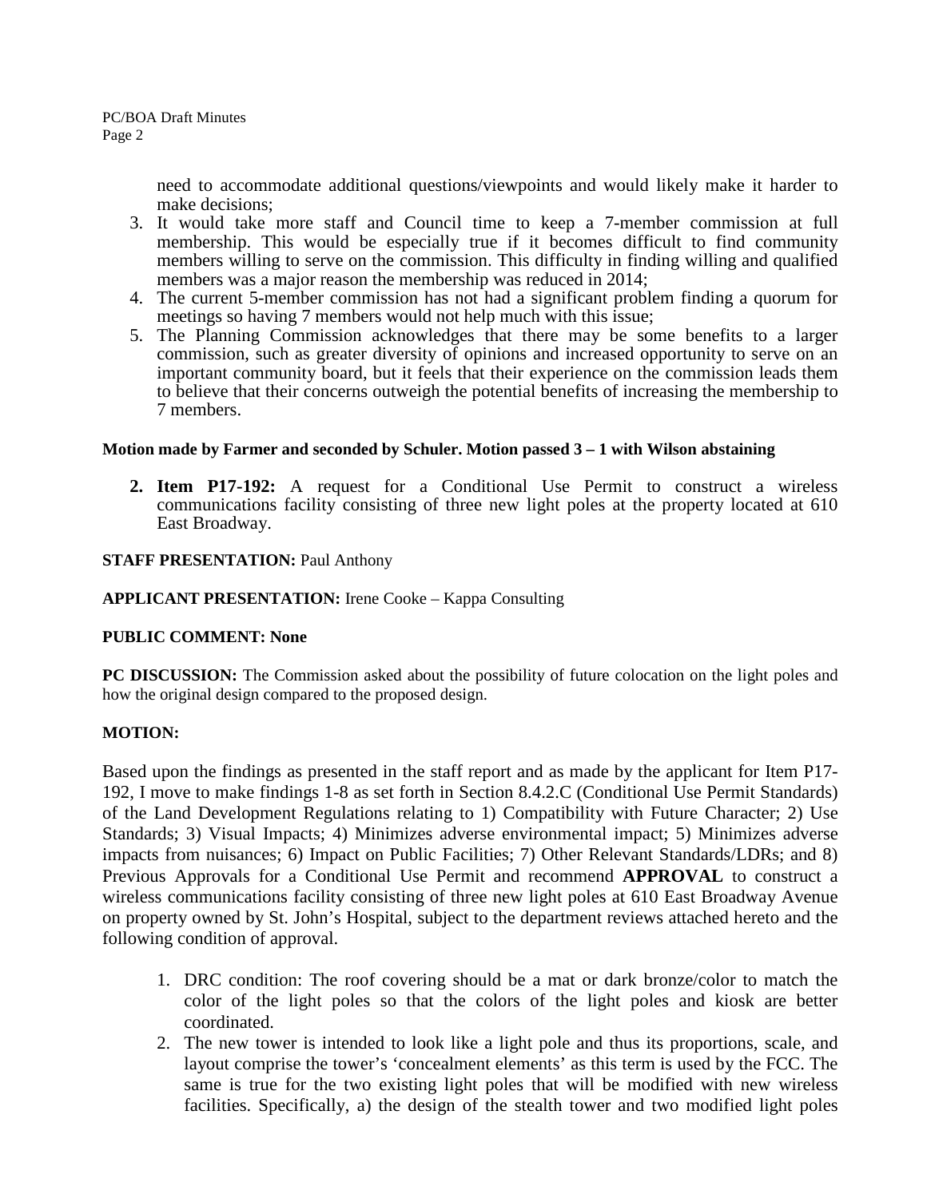need to accommodate additional questions/viewpoints and would likely make it harder to make decisions;

3. It would take more staff and Council time to keep a 7-member commission at full membership. This would be especially true if it becomes difficult to find community members willing to serve on the commission. This difficulty in finding willing and qualified members was a major reason the membership was reduced in 2014;
4. The current 5-member commission has not had a significant problem finding a quorum for meetings so having 7 members would not help much with this issue;
5. The Planning Commission acknowledges that there may be some benefits to a larger commission, such as greater diversity of opinions and increased opportunity to serve on an important community board, but it feels that their experience on the commission leads them to believe that their concerns outweigh the potential benefits of increasing the membership to 7 members.

**Motion made by Farmer and seconded by Schuler. Motion passed 3 – 1 with Wilson abstaining**

2. **Item P17-192:** A request for a Conditional Use Permit to construct a wireless communications facility consisting of three new light poles at the property located at 610 East Broadway.

**STAFF PRESENTATION:** Paul Anthony

**APPLICANT PRESENTATION:** Irene Cooke – Kappa Consulting

**PUBLIC COMMENT: None**

**PC DISCUSSION:** The Commission asked about the possibility of future colocation on the light poles and how the original design compared to the proposed design.

**MOTION:**

Based upon the findings as presented in the staff report and as made by the applicant for Item P17-192, I move to make findings 1-8 as set forth in Section 8.4.2.C (Conditional Use Permit Standards) of the Land Development Regulations relating to 1) Compatibility with Future Character; 2) Use Standards; 3) Visual Impacts; 4) Minimizes adverse environmental impact; 5) Minimizes adverse impacts from nuisances; 6) Impact on Public Facilities; 7) Other Relevant Standards/LDRs; and 8) Previous Approvals for a Conditional Use Permit and recommend **APPROVAL** to construct a wireless communications facility consisting of three new light poles at 610 East Broadway Avenue on property owned by St. John's Hospital, subject to the department reviews attached hereto and the following condition of approval.

1. DRC condition: The roof covering should be a mat or dark bronze/color to match the color of the light poles so that the colors of the light poles and kiosk are better coordinated.
2. The new tower is intended to look like a light pole and thus its proportions, scale, and layout comprise the tower's 'concealment elements' as this term is used by the FCC. The same is true for the two existing light poles that will be modified with new wireless facilities. Specifically, a) the design of the stealth tower and two modified light poles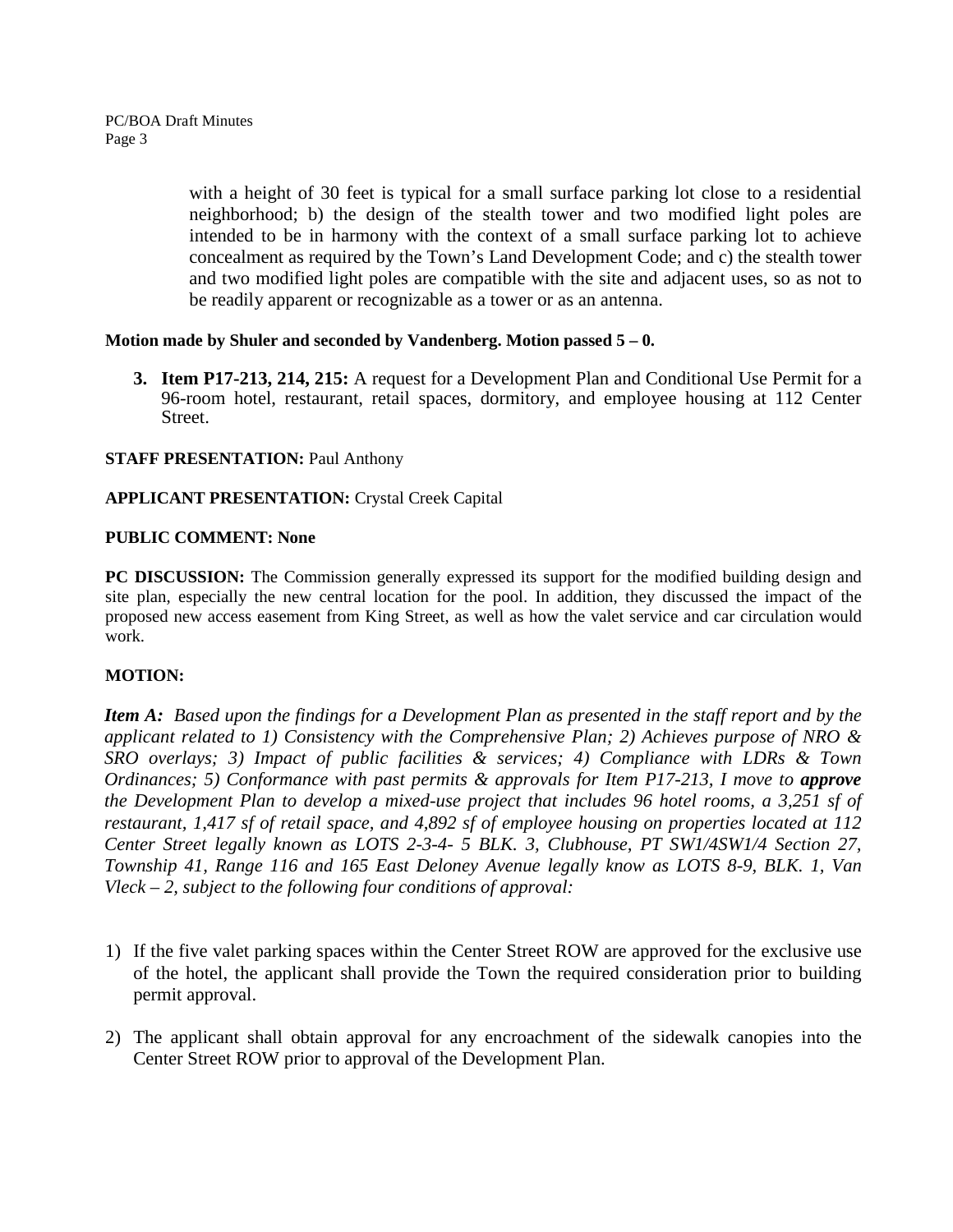with a height of 30 feet is typical for a small surface parking lot close to a residential neighborhood; b) the design of the stealth tower and two modified light poles are intended to be in harmony with the context of a small surface parking lot to achieve concealment as required by the Town's Land Development Code; and c) the stealth tower and two modified light poles are compatible with the site and adjacent uses, so as not to be readily apparent or recognizable as a tower or as an antenna.

**Motion made by Shuler and seconded by Vandenberg. Motion passed 5 – 0.**

3. **Item P17-213, 214, 215:** A request for a Development Plan and Conditional Use Permit for a 96-room hotel, restaurant, retail spaces, dormitory, and employee housing at 112 Center Street.

**STAFF PRESENTATION:** Paul Anthony

**APPLICANT PRESENTATION:** Crystal Creek Capital

**PUBLIC COMMENT: None**

**PC DISCUSSION:** The Commission generally expressed its support for the modified building design and site plan, especially the new central location for the pool. In addition, they discussed the impact of the proposed new access easement from King Street, as well as how the valet service and car circulation would work.

**MOTION:**

***Item A:*** *Based upon the findings for a Development Plan as presented in the staff report and by the applicant related to 1) Consistency with the Comprehensive Plan; 2) Achieves purpose of NRO & SRO overlays; 3) Impact of public facilities & services; 4) Compliance with LDRs & Town Ordinances; 5) Conformance with past permits & approvals for Item P17-213, I move to* ***approve*** *the Development Plan to develop a mixed-use project that includes 96 hotel rooms, a 3,251 sf of restaurant, 1,417 sf of retail space, and 4,892 sf of employee housing on properties located at 112 Center Street legally known as LOTS 2-3-4- 5 BLK. 3, Clubhouse, PT SW1/4SW1/4 Section 27, Township 41, Range 116 and 165 East Deloney Avenue legally know as LOTS 8-9, BLK. 1, Van Vleck – 2, subject to the following four conditions of approval:*

1) If the five valet parking spaces within the Center Street ROW are approved for the exclusive use of the hotel, the applicant shall provide the Town the required consideration prior to building permit approval.

2) The applicant shall obtain approval for any encroachment of the sidewalk canopies into the Center Street ROW prior to approval of the Development Plan.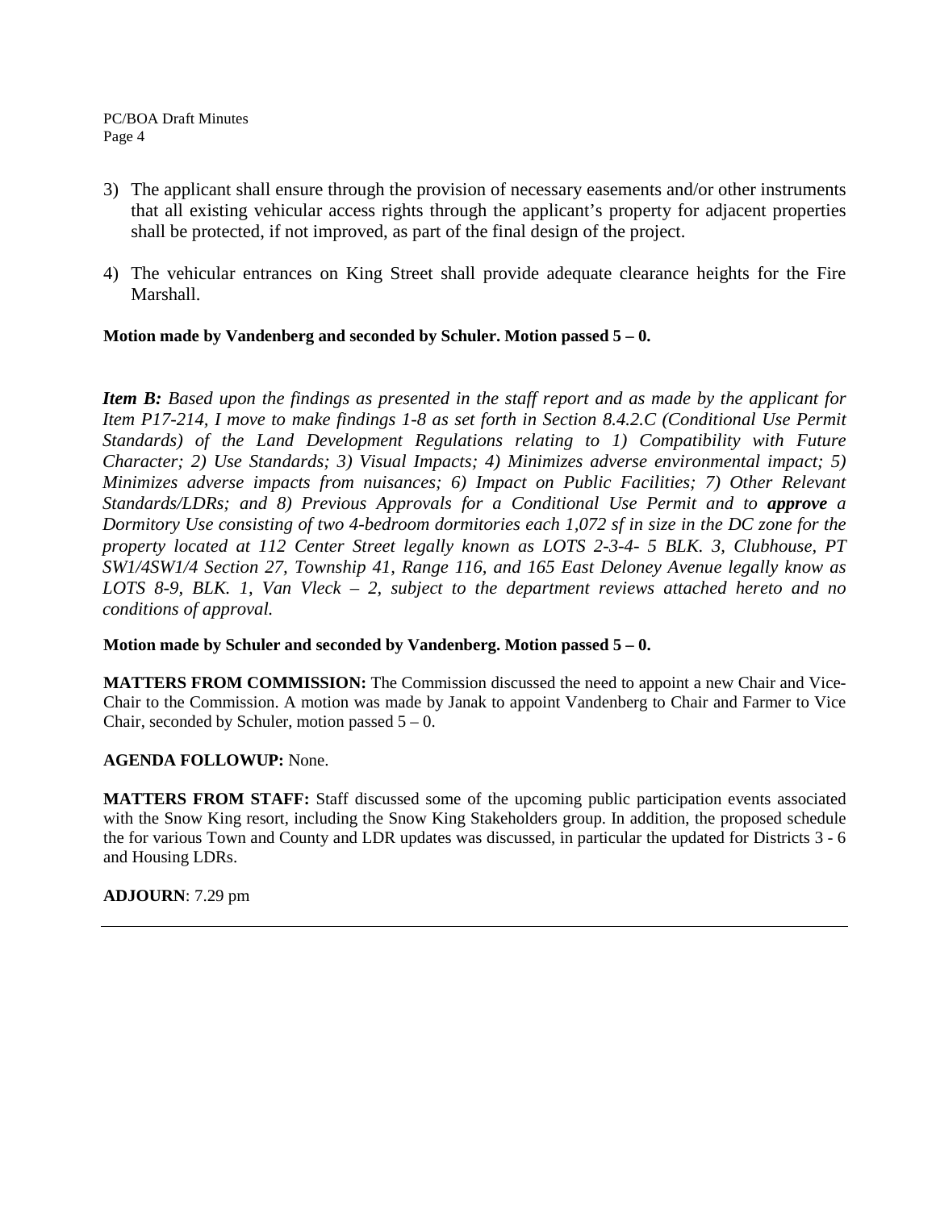3) The applicant shall ensure through the provision of necessary easements and/or other instruments that all existing vehicular access rights through the applicant's property for adjacent properties shall be protected, if not improved, as part of the final design of the project.

4) The vehicular entrances on King Street shall provide adequate clearance heights for the Fire Marshall.

**Motion made by Vandenberg and seconded by Schuler. Motion passed 5 – 0.**

***Item B:*** *Based upon the findings as presented in the staff report and as made by the applicant for Item P17-214, I move to make findings 1-8 as set forth in Section 8.4.2.C (Conditional Use Permit Standards) of the Land Development Regulations relating to 1) Compatibility with Future Character; 2) Use Standards; 3) Visual Impacts; 4) Minimizes adverse environmental impact; 5) Minimizes adverse impacts from nuisances; 6) Impact on Public Facilities; 7) Other Relevant Standards/LDRs; and 8) Previous Approvals for a Conditional Use Permit and to **approve** a Dormitory Use consisting of two 4-bedroom dormitories each 1,072 sf in size in the DC zone for the property located at 112 Center Street legally known as LOTS 2-3-4- 5 BLK. 3, Clubhouse, PT SW1/4SW1/4 Section 27, Township 41, Range 116, and 165 East Deloney Avenue legally know as LOTS 8-9, BLK. 1, Van Vleck – 2, subject to the department reviews attached hereto and no conditions of approval.*

**Motion made by Schuler and seconded by Vandenberg. Motion passed 5 – 0.**

**MATTERS FROM COMMISSION:** The Commission discussed the need to appoint a new Chair and Vice-Chair to the Commission. A motion was made by Janak to appoint Vandenberg to Chair and Farmer to Vice Chair, seconded by Schuler, motion passed 5 – 0.

**AGENDA FOLLOWUP:** None.

**MATTERS FROM STAFF:** Staff discussed some of the upcoming public participation events associated with the Snow King resort, including the Snow King Stakeholders group. In addition, the proposed schedule the for various Town and County and LDR updates was discussed, in particular the updated for Districts 3 - 6 and Housing LDRs.

**ADJOURN**: 7.29 pm